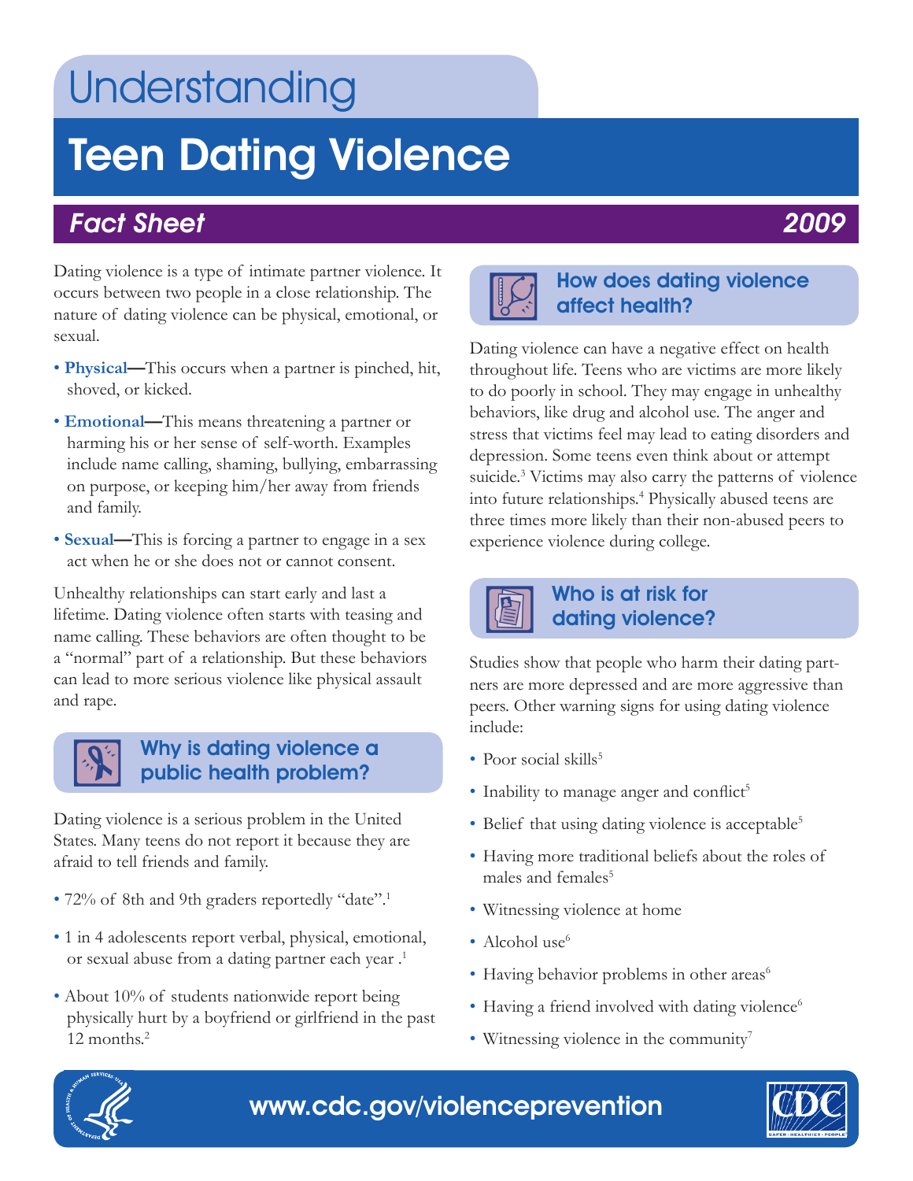# Understanding

# Teen Dating Violence

## *Fact Sheet* 2009

Dating violence is a type of intimate partner violence. It occurs between two people in a close relationship. The nature of dating violence can be physical, emotional, or sexual.

- **Physical**—This occurs when a partner is pinched, hit, shoved, or kicked.
- **Emotional**—This means threatening a partner or harming his or her sense of self-worth. Examples include name calling, shaming, bullying, embarrassing on purpose, or keeping him/her away from friends and family.
- **Sexual**—This is forcing a partner to engage in a sex act when he or she does not or cannot consent.

Unhealthy relationships can start early and last a lifetime. Dating violence often starts with teasing and name calling. These behaviors are often thought to be a "normal" part of a relationship. But these behaviors can lead to more serious violence like physical assault and rape.

### Why is dating violence a public health problem?

Dating violence is a serious problem in the United States. Many teens do not report it because they are afraid to tell friends and family.

- 72% of 8th and 9th graders reportedly "date".[1]
- 1 in 4 adolescents report verbal, physical, emotional, or sexual abuse from a dating partner each year .[1]
- About 10% of students nationwide report being physically hurt by a boyfriend or girlfriend in the past 12 months.[2]

### How does dating violence affect health?

Dating violence can have a negative effect on health throughout life. Teens who are victims are more likely to do poorly in school. They may engage in unhealthy behaviors, like drug and alcohol use. The anger and stress that victims feel may lead to eating disorders and depression. Some teens even think about or attempt suicide.[3] Victims may also carry the patterns of violence into future relationships.[4] Physically abused teens are three times more likely than their non-abused peers to experience violence during college.

### Who is at risk for dating violence?

Studies show that people who harm their dating partners are more depressed and are more aggressive than peers. Other warning signs for using dating violence include:

- Poor social skills[5]
- Inability to manage anger and conflict[5]
- Belief that using dating violence is acceptable[5]
- Having more traditional beliefs about the roles of males and females[5]
- Witnessing violence at home
- Alcohol use[6]
- Having behavior problems in other areas[6]
- Having a friend involved with dating violence[6]
- Witnessing violence in the community[7]

www.cdc.gov/violenceprevention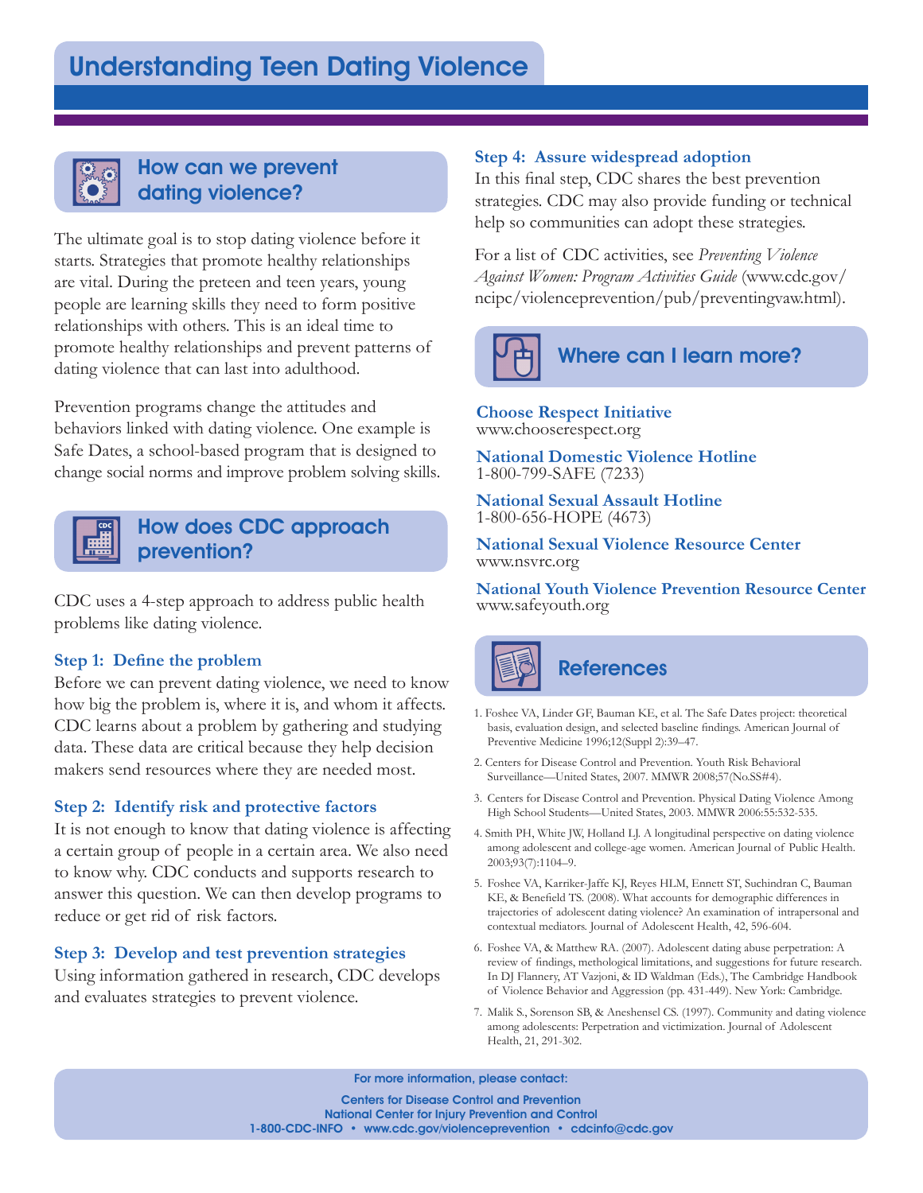# Understanding Teen Dating Violence

## How can we prevent dating violence?

The ultimate goal is to stop dating violence before it starts. Strategies that promote healthy relationships are vital. During the preteen and teen years, young people are learning skills they need to form positive relationships with others. This is an ideal time to promote healthy relationships and prevent patterns of dating violence that can last into adulthood.

Prevention programs change the attitudes and behaviors linked with dating violence. One example is Safe Dates, a school-based program that is designed to change social norms and improve problem solving skills.

## How does CDC approach prevention?

CDC uses a 4-step approach to address public health problems like dating violence.

### Step 1: Define the problem

Before we can prevent dating violence, we need to know how big the problem is, where it is, and whom it affects. CDC learns about a problem by gathering and studying data. These data are critical because they help decision makers send resources where they are needed most.

### Step 2: Identify risk and protective factors

It is not enough to know that dating violence is affecting a certain group of people in a certain area. We also need to know why. CDC conducts and supports research to answer this question. We can then develop programs to reduce or get rid of risk factors.

### Step 3: Develop and test prevention strategies

Using information gathered in research, CDC develops and evaluates strategies to prevent violence.

### Step 4: Assure widespread adoption

In this final step, CDC shares the best prevention strategies. CDC may also provide funding or technical help so communities can adopt these strategies.

For a list of CDC activities, see *Preventing Violence Against Women: Program Activities Guide* (www.cdc.gov/ncipc/violenceprevention/pub/preventingvaw.html).

## Where can I learn more?

**Choose Respect Initiative**
www.chooserespect.org

**National Domestic Violence Hotline**
1-800-799-SAFE (7233)

**National Sexual Assault Hotline**
1-800-656-HOPE (4673)

**National Sexual Violence Resource Center**
www.nsvrc.org

**National Youth Violence Prevention Resource Center**
www.safeyouth.org

## References

1. Foshee VA, Linder GF, Bauman KE, et al. The Safe Dates project: theoretical basis, evaluation design, and selected baseline findings. American Journal of Preventive Medicine 1996;12(Suppl 2):39–47.
2. Centers for Disease Control and Prevention. Youth Risk Behavioral Surveillance—United States, 2007. MMWR 2008;57(No.SS#4).
3. Centers for Disease Control and Prevention. Physical Dating Violence Among High School Students—United States, 2003. MMWR 2006:55:532-535.
4. Smith PH, White JW, Holland LJ. A longitudinal perspective on dating violence among adolescent and college-age women. American Journal of Public Health. 2003;93(7):1104–9.
5. Foshee VA, Karriker-Jaffe KJ, Reyes HLM, Ennett ST, Suchindran C, Bauman KE, & Benefield TS. (2008). What accounts for demographic differences in trajectories of adolescent dating violence? An examination of intrapersonal and contextual mediators. Journal of Adolescent Health, 42, 596-604.
6. Foshee VA, & Matthew RA. (2007). Adolescent dating abuse perpetration: A review of findings, methological limitations, and suggestions for future research. In DJ Flannery, AT Vazjoni, & ID Waldman (Eds.), The Cambridge Handbook of Violence Behavior and Aggression (pp. 431-449). New York: Cambridge.
7. Malik S., Sorenson SB, & Aneshensel CS. (1997). Community and dating violence among adolescents: Perpetration and victimization. Journal of Adolescent Health, 21, 291-302.

**For more information, please contact:**

**Centers for Disease Control and Prevention**
**National Center for Injury Prevention and Control**
**1-800-CDC-INFO • www.cdc.gov/violenceprevention • cdcinfo@cdc.gov**